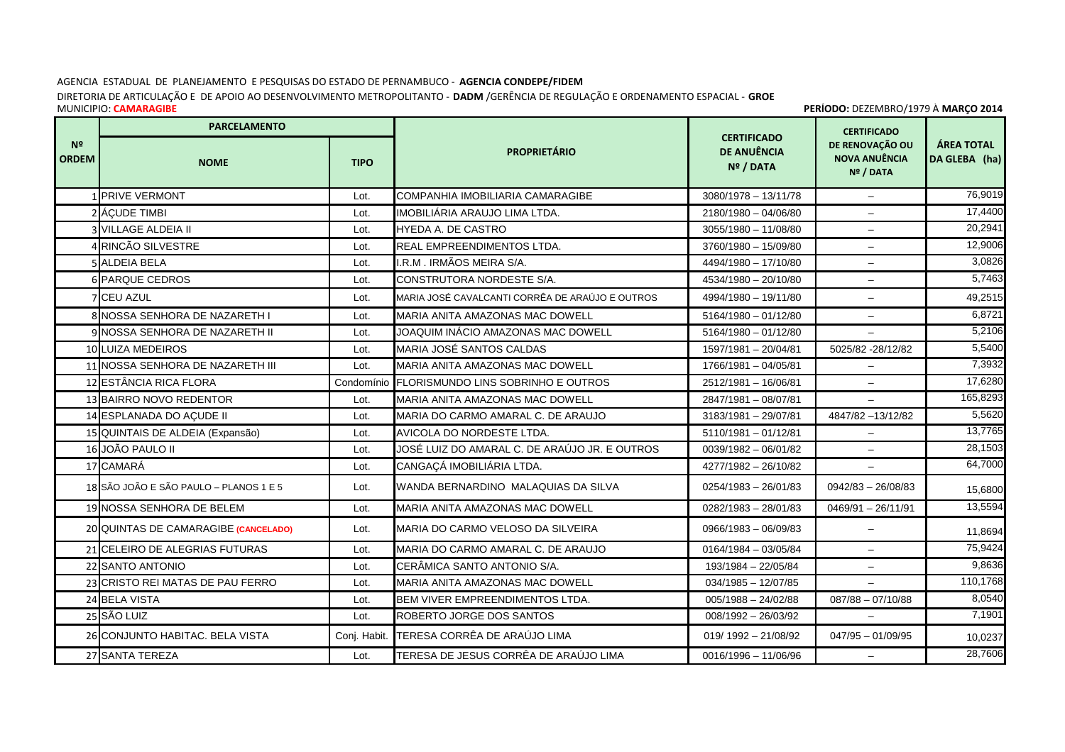AGENCIA ESTADUAL DE PLANEJAMENTO E PESQUISAS DO ESTADO DE PERNAMBUCO - **AGENCIA CONDEPE/FIDEM**

DIRETORIA DE ARTICULAÇÃO E DE APOIO AO DESENVOLVIMENTO METROPOLITANTO - **DADM** /GERÊNCIA DE REGULAÇÃO E ORDENAMENTO ESPACIAL - **GROE**

MUNICIPIO: **CAMARAGIBE**

**PERÍODO:** DEZEMBRO/1979 À **MARÇO 2014**

| Nº ORDEM | PARCELAMENTO | | PROPRIETÁRIO | CERTIFICADO DE ANUÊNCIA Nº / DATA | CERTIFICADO DE RENOVAÇÃO OU NOVA ANUÊNCIA Nº / DATA | ÁREA TOTAL DA GLEBA (ha) |
|---|---|---|---|---|---|---|
| | NOME | TIPO | | | | |
| 1 | PRIVE VERMONT | Lot. | COMPANHIA IMOBILIARIA CAMARAGIBE | 3080/1978 – 13/11/78 | – | 76,9019 |
| 2 | ÁÇUDE TIMBI | Lot. | IMOBILIÁRIA ARAUJO LIMA LTDA. | 2180/1980 – 04/06/80 | – | 17,4400 |
| 3 | VILLAGE ALDEIA II | Lot. | HYEDA A. DE CASTRO | 3055/1980 – 11/08/80 | – | 20,2941 |
| 4 | RINCÃO SILVESTRE | Lot. | REAL EMPREENDIMENTOS LTDA. | 3760/1980 – 15/09/80 | – | 12,9006 |
| 5 | ALDEIA BELA | Lot. | I.R.M . IRMÃOS MEIRA S/A. | 4494/1980 – 17/10/80 | – | 3,0826 |
| 6 | PARQUE CEDROS | Lot. | CONSTRUTORA NORDESTE S/A. | 4534/1980 – 20/10/80 | – | 5,7463 |
| 7 | CEU AZUL | Lot. | MARIA JOSÉ CAVALCANTI CORRÊA DE ARAÚJO E OUTROS | 4994/1980 – 19/11/80 | – | 49,2515 |
| 8 | NOSSA SENHORA DE NAZARETH I | Lot. | MARIA ANITA AMAZONAS MAC DOWELL | 5164/1980 – 01/12/80 | – | 6,8721 |
| 9 | NOSSA SENHORA DE NAZARETH II | Lot. | JOAQUIM INÁCIO AMAZONAS MAC DOWELL | 5164/1980 – 01/12/80 | – | 5,2106 |
| 10 | LUIZA MEDEIROS | Lot. | MARIA JOSÉ SANTOS CALDAS | 1597/1981 – 20/04/81 | 5025/82 -28/12/82 | 5,5400 |
| 11 | NOSSA SENHORA DE NAZARETH III | Lot. | MARIA ANITA AMAZONAS MAC DOWELL | 1766/1981 – 04/05/81 | – | 7,3932 |
| 12 | ESTÂNCIA RICA FLORA | Condomínio | FLORISMUNDO LINS SOBRINHO E OUTROS | 2512/1981 – 16/06/81 | – | 17,6280 |
| 13 | BAIRRO NOVO REDENTOR | Lot. | MARIA ANITA AMAZONAS MAC DOWELL | 2847/1981 – 08/07/81 | – | 165,8293 |
| 14 | ESPLANADA DO AÇUDE II | Lot. | MARIA DO CARMO AMARAL C. DE ARAUJO | 3183/1981 – 29/07/81 | 4847/82 –13/12/82 | 5,5620 |
| 15 | QUINTAIS DE ALDEIA (Expansão) | Lot. | AVICOLA DO NORDESTE LTDA. | 5110/1981 – 01/12/81 | – | 13,7765 |
| 16 | JOÃO PAULO II | Lot. | JOSÉ LUIZ DO AMARAL C. DE ARAÚJO JR. E OUTROS | 0039/1982 – 06/01/82 | – | 28,1503 |
| 17 | CAMARÁ | Lot. | CANGAÇÁ IMOBILIÁRIA LTDA. | 4277/1982 – 26/10/82 | – | 64,7000 |
| 18 | SÃO JOÃO E SÃO PAULO – PLANOS 1 E 5 | Lot. | WANDA BERNARDINO MALAQUIAS DA SILVA | 0254/1983 – 26/01/83 | 0942/83 – 26/08/83 | 15,6800 |
| 19 | NOSSA SENHORA DE BELEM | Lot. | MARIA ANITA AMAZONAS MAC DOWELL | 0282/1983 – 28/01/83 | 0469/91 – 26/11/91 | 13,5594 |
| 20 | QUINTAS DE CAMARAGIBE **(CANCELADO)** | Lot. | MARIA DO CARMO VELOSO DA SILVEIRA | 0966/1983 – 06/09/83 | – | 11,8694 |
| 21 | CELEIRO DE ALEGRIAS FUTURAS | Lot. | MARIA DO CARMO AMARAL C. DE ARAUJO | 0164/1984 – 03/05/84 | – | 75,9424 |
| 22 | SANTO ANTONIO | Lot. | CERÂMICA SANTO ANTONIO S/A. | 193/1984 – 22/05/84 | – | 9,8636 |
| 23 | CRISTO REI MATAS DE PAU FERRO | Lot. | MARIA ANITA AMAZONAS MAC DOWELL | 034/1985 – 12/07/85 | – | 110,1768 |
| 24 | BELA VISTA | Lot. | BEM VIVER EMPREENDIMENTOS LTDA. | 005/1988 – 24/02/88 | 087/88 – 07/10/88 | 8,0540 |
| 25 | SÃO LUIZ | Lot. | ROBERTO JORGE DOS SANTOS | 008/1992 – 26/03/92 | – | 7,1901 |
| 26 | CONJUNTO HABITAC. BELA VISTA | Conj. Habit. | TERESA CORRÊA DE ARAÚJO LIMA | 019/ 1992 – 21/08/92 | 047/95 – 01/09/95 | 10,0237 |
| 27 | SANTA TEREZA | Lot. | TERESA DE JESUS CORRÊA DE ARAÚJO LIMA | 0016/1996 – 11/06/96 | – | 28,7606 |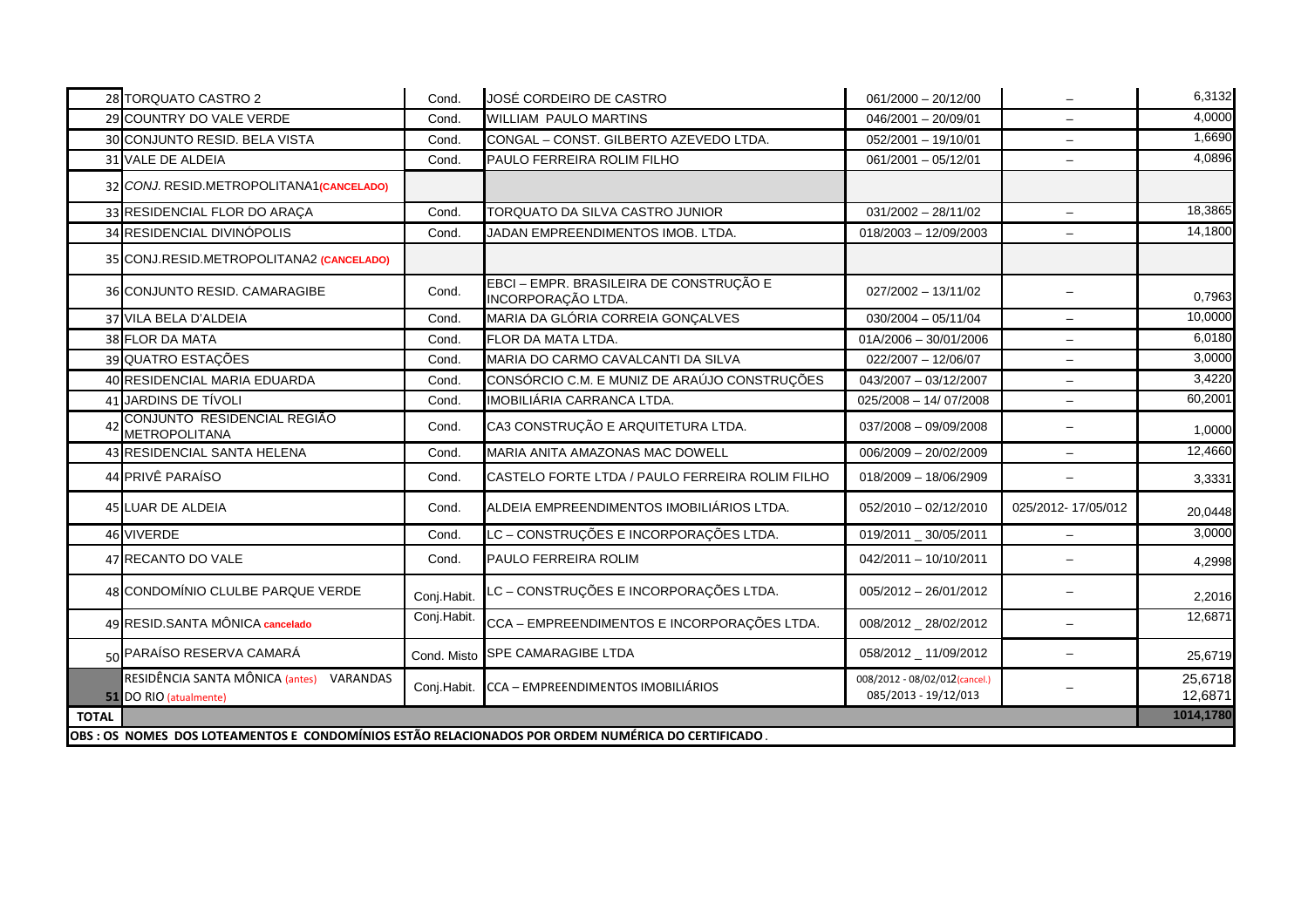| | | | | | | |
|---|---|---|---|---|---|---|
| 28 | TORQUATO CASTRO 2 | Cond. | JOSÉ CORDEIRO DE CASTRO | 061/2000 – 20/12/00 | – | 6,3132 |
| 29 | COUNTRY DO VALE VERDE | Cond. | WILLIAM PAULO MARTINS | 046/2001 – 20/09/01 | – | 4,0000 |
| 30 | CONJUNTO RESID. BELA VISTA | Cond. | CONGAL – CONST. GILBERTO AZEVEDO LTDA. | 052/2001 – 19/10/01 | – | 1,6690 |
| 31 | VALE DE ALDEIA | Cond. | PAULO FERREIRA ROLIM FILHO | 061/2001 – 05/12/01 | – | 4,0896 |
| 32 | *CONJ.* RESID.METROPOLITANA1**(CANCELADO)** | | | | | |
| 33 | RESIDENCIAL FLOR DO ARAÇA | Cond. | TORQUATO DA SILVA CASTRO JUNIOR | 031/2002 – 28/11/02 | – | 18,3865 |
| 34 | RESIDENCIAL DIVINÓPOLIS | Cond. | JADAN EMPREENDIMENTOS IMOB. LTDA. | 018/2003 – 12/09/2003 | – | 14,1800 |
| 35 | CONJ.RESID.METROPOLITANA2 **(CANCELADO)** | | | | | |
| 36 | CONJUNTO RESID. CAMARAGIBE | Cond. | EBCI – EMPR. BRASILEIRA DE CONSTRUÇÃO E INCORPORAÇÃO LTDA. | 027/2002 – 13/11/02 | – | 0,7963 |
| 37 | VILA BELA D'ALDEIA | Cond. | MARIA DA GLÓRIA CORREIA GONÇALVES | 030/2004 – 05/11/04 | – | 10,0000 |
| 38 | FLOR DA MATA | Cond. | FLOR DA MATA LTDA. | 01A/2006 – 30/01/2006 | – | 6,0180 |
| 39 | QUATRO ESTAÇÕES | Cond. | MARIA DO CARMO CAVALCANTI DA SILVA | 022/2007 – 12/06/07 | – | 3,0000 |
| 40 | RESIDENCIAL MARIA EDUARDA | Cond. | CONSÓRCIO C.M. E MUNIZ DE ARAÚJO CONSTRUÇÕES | 043/2007 – 03/12/2007 | – | 3,4220 |
| 41 | JARDINS DE TÍVOLI | Cond. | IMOBILIÁRIA CARRANCA LTDA. | 025/2008 – 14/ 07/2008 | – | 60,2001 |
| 42 | CONJUNTO RESIDENCIAL REGIÃO METROPOLITANA | Cond. | CA3 CONSTRUÇÃO E ARQUITETURA LTDA. | 037/2008 – 09/09/2008 | – | 1,0000 |
| 43 | RESIDENCIAL SANTA HELENA | Cond. | MARIA ANITA AMAZONAS MAC DOWELL | 006/2009 – 20/02/2009 | – | 12,4660 |
| 44 | PRIVÊ PARAÍSO | Cond. | CASTELO FORTE LTDA / PAULO FERREIRA ROLIM FILHO | 018/2009 – 18/06/2909 | – | 3,3331 |
| 45 | LUAR DE ALDEIA | Cond. | ALDEIA EMPREENDIMENTOS IMOBILIÁRIOS LTDA. | 052/2010 – 02/12/2010 | 025/2012- 17/05/012 | 20,0448 |
| 46 | VIVERDE | Cond. | LC – CONSTRUÇÕES E INCORPORAÇÕES LTDA. | 019/2011 _ 30/05/2011 | – | 3,0000 |
| 47 | RECANTO DO VALE | Cond. | PAULO FERREIRA ROLIM | 042/2011 – 10/10/2011 | – | 4,2998 |
| 48 | CONDOMÍNIO CLULBE PARQUE VERDE | Conj.Habit. | LC – CONSTRUÇÕES E INCORPORAÇÕES LTDA. | 005/2012 – 26/01/2012 | – | 2,2016 |
| 49 | RESID.SANTA MÔNICA **cancelado** | Conj.Habit. | CCA – EMPREENDIMENTOS E INCORPORAÇÕES LTDA. | 008/2012 _ 28/02/2012 | – | 12,6871 |
| 50 | PARAÍSO RESERVA CAMARÁ | Cond. Misto | SPE CAMARAGIBE LTDA | 058/2012 _ 11/09/2012 | – | 25,6719 |
| 51 | RESIDÊNCIA SANTA MÔNICA (antes) VARANDAS DO RIO (atualmente) | Conj.Habit. | CCA – EMPREENDIMENTOS IMOBILIÁRIOS | 008/2012 - 08/02/012(cancel.) 085/2013 - 19/12/013 | – | 25,6718 12,6871 |
| **TOTAL** | | | | | | **1014,1780** |

**OBS : OS NOMES DOS LOTEAMENTOS E CONDOMÍNIOS ESTÃO RELACIONADOS POR ORDEM NUMÉRICA DO CERTIFICADO .**